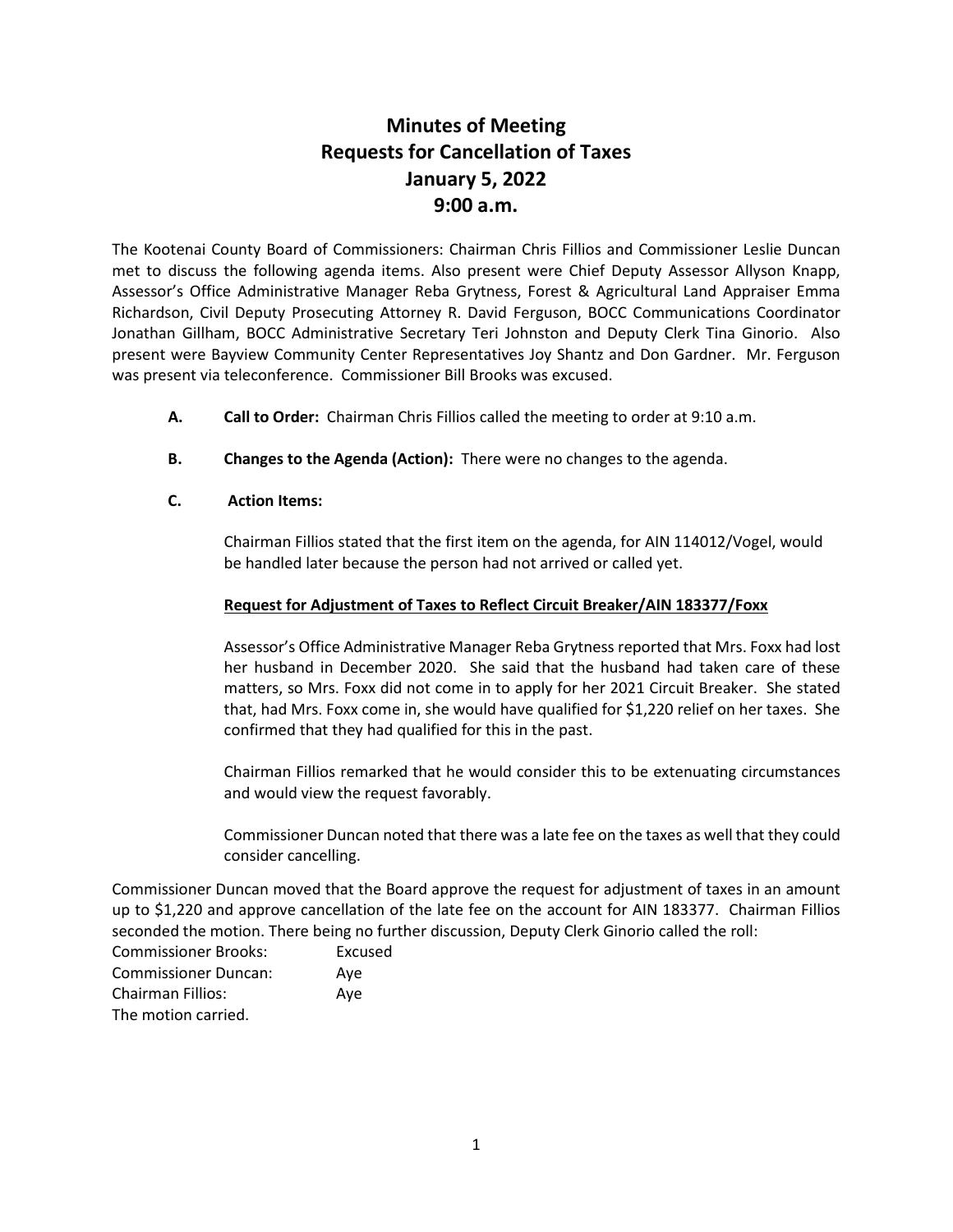# Minutes of Meeting
# Requests for Cancellation of Taxes
# January 5, 2022
# 9:00 a.m.

The Kootenai County Board of Commissioners: Chairman Chris Fillios and Commissioner Leslie Duncan met to discuss the following agenda items. Also present were Chief Deputy Assessor Allyson Knapp, Assessor's Office Administrative Manager Reba Grytness, Forest & Agricultural Land Appraiser Emma Richardson, Civil Deputy Prosecuting Attorney R. David Ferguson, BOCC Communications Coordinator Jonathan Gillham, BOCC Administrative Secretary Teri Johnston and Deputy Clerk Tina Ginorio. Also present were Bayview Community Center Representatives Joy Shantz and Don Gardner. Mr. Ferguson was present via teleconference. Commissioner Bill Brooks was excused.

**A. Call to Order:** Chairman Chris Fillios called the meeting to order at 9:10 a.m.

**B. Changes to the Agenda (Action):** There were no changes to the agenda.

**C. Action Items:**

Chairman Fillios stated that the first item on the agenda, for AIN 114012/Vogel, would be handled later because the person had not arrived or called yet.

**Request for Adjustment of Taxes to Reflect Circuit Breaker/AIN 183377/Foxx**

Assessor's Office Administrative Manager Reba Grytness reported that Mrs. Foxx had lost her husband in December 2020. She said that the husband had taken care of these matters, so Mrs. Foxx did not come in to apply for her 2021 Circuit Breaker. She stated that, had Mrs. Foxx come in, she would have qualified for $1,220 relief on her taxes. She confirmed that they had qualified for this in the past.

Chairman Fillios remarked that he would consider this to be extenuating circumstances and would view the request favorably.

Commissioner Duncan noted that there was a late fee on the taxes as well that they could consider cancelling.

Commissioner Duncan moved that the Board approve the request for adjustment of taxes in an amount up to $1,220 and approve cancellation of the late fee on the account for AIN 183377. Chairman Fillios seconded the motion. There being no further discussion, Deputy Clerk Ginorio called the roll:

| | |
|---|---|
| Commissioner Brooks: | Excused |
| Commissioner Duncan: | Aye |
| Chairman Fillios: | Aye |

The motion carried.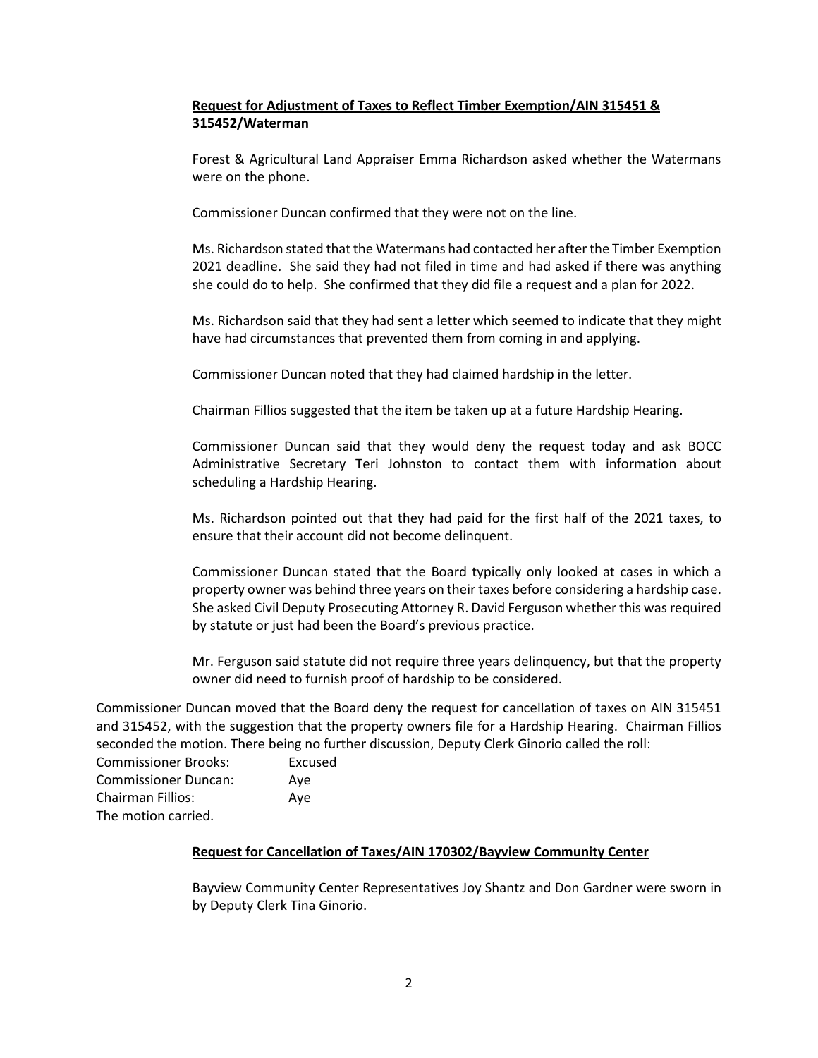**Request for Adjustment of Taxes to Reflect Timber Exemption/AIN 315451 & 315452/Waterman**

Forest & Agricultural Land Appraiser Emma Richardson asked whether the Watermans were on the phone.

Commissioner Duncan confirmed that they were not on the line.

Ms. Richardson stated that the Watermans had contacted her after the Timber Exemption 2021 deadline. She said they had not filed in time and had asked if there was anything she could do to help. She confirmed that they did file a request and a plan for 2022.

Ms. Richardson said that they had sent a letter which seemed to indicate that they might have had circumstances that prevented them from coming in and applying.

Commissioner Duncan noted that they had claimed hardship in the letter.

Chairman Fillios suggested that the item be taken up at a future Hardship Hearing.

Commissioner Duncan said that they would deny the request today and ask BOCC Administrative Secretary Teri Johnston to contact them with information about scheduling a Hardship Hearing.

Ms. Richardson pointed out that they had paid for the first half of the 2021 taxes, to ensure that their account did not become delinquent.

Commissioner Duncan stated that the Board typically only looked at cases in which a property owner was behind three years on their taxes before considering a hardship case. She asked Civil Deputy Prosecuting Attorney R. David Ferguson whether this was required by statute or just had been the Board's previous practice.

Mr. Ferguson said statute did not require three years delinquency, but that the property owner did need to furnish proof of hardship to be considered.

Commissioner Duncan moved that the Board deny the request for cancellation of taxes on AIN 315451 and 315452, with the suggestion that the property owners file for a Hardship Hearing. Chairman Fillios seconded the motion. There being no further discussion, Deputy Clerk Ginorio called the roll:

Commissioner Brooks: Excused
Commissioner Duncan: Aye
Chairman Fillios: Aye
The motion carried.

**Request for Cancellation of Taxes/AIN 170302/Bayview Community Center**

Bayview Community Center Representatives Joy Shantz and Don Gardner were sworn in by Deputy Clerk Tina Ginorio.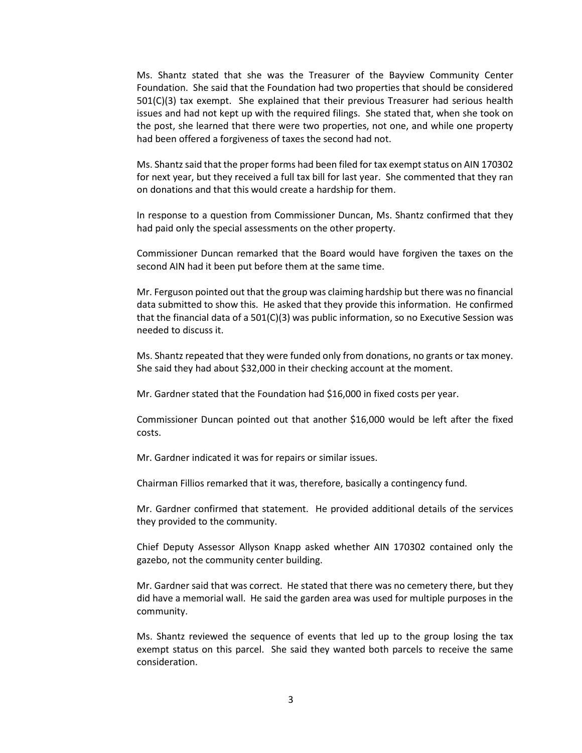Ms. Shantz stated that she was the Treasurer of the Bayview Community Center Foundation. She said that the Foundation had two properties that should be considered 501(C)(3) tax exempt. She explained that their previous Treasurer had serious health issues and had not kept up with the required filings. She stated that, when she took on the post, she learned that there were two properties, not one, and while one property had been offered a forgiveness of taxes the second had not.

Ms. Shantz said that the proper forms had been filed for tax exempt status on AIN 170302 for next year, but they received a full tax bill for last year. She commented that they ran on donations and that this would create a hardship for them.

In response to a question from Commissioner Duncan, Ms. Shantz confirmed that they had paid only the special assessments on the other property.

Commissioner Duncan remarked that the Board would have forgiven the taxes on the second AIN had it been put before them at the same time.

Mr. Ferguson pointed out that the group was claiming hardship but there was no financial data submitted to show this. He asked that they provide this information. He confirmed that the financial data of a 501(C)(3) was public information, so no Executive Session was needed to discuss it.

Ms. Shantz repeated that they were funded only from donations, no grants or tax money. She said they had about $32,000 in their checking account at the moment.

Mr. Gardner stated that the Foundation had $16,000 in fixed costs per year.

Commissioner Duncan pointed out that another $16,000 would be left after the fixed costs.

Mr. Gardner indicated it was for repairs or similar issues.

Chairman Fillios remarked that it was, therefore, basically a contingency fund.

Mr. Gardner confirmed that statement. He provided additional details of the services they provided to the community.

Chief Deputy Assessor Allyson Knapp asked whether AIN 170302 contained only the gazebo, not the community center building.

Mr. Gardner said that was correct. He stated that there was no cemetery there, but they did have a memorial wall. He said the garden area was used for multiple purposes in the community.

Ms. Shantz reviewed the sequence of events that led up to the group losing the tax exempt status on this parcel. She said they wanted both parcels to receive the same consideration.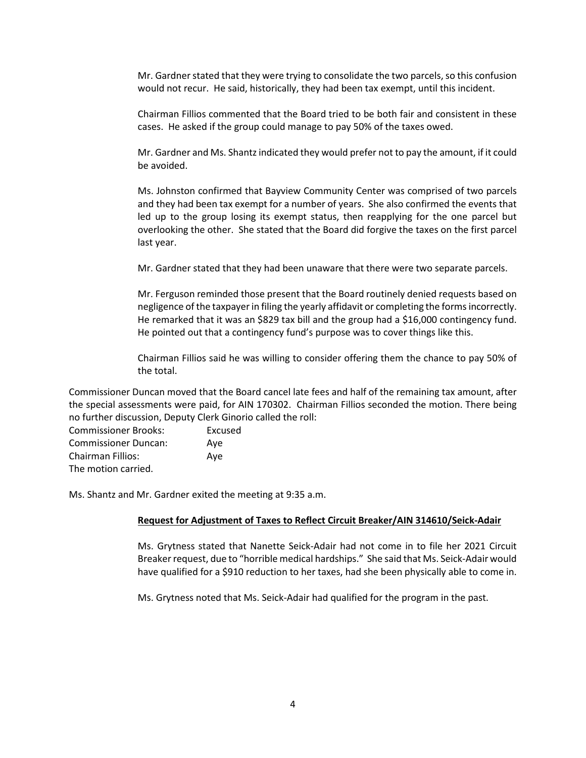Mr. Gardner stated that they were trying to consolidate the two parcels, so this confusion would not recur. He said, historically, they had been tax exempt, until this incident.

Chairman Fillios commented that the Board tried to be both fair and consistent in these cases. He asked if the group could manage to pay 50% of the taxes owed.

Mr. Gardner and Ms. Shantz indicated they would prefer not to pay the amount, if it could be avoided.

Ms. Johnston confirmed that Bayview Community Center was comprised of two parcels and they had been tax exempt for a number of years. She also confirmed the events that led up to the group losing its exempt status, then reapplying for the one parcel but overlooking the other. She stated that the Board did forgive the taxes on the first parcel last year.

Mr. Gardner stated that they had been unaware that there were two separate parcels.

Mr. Ferguson reminded those present that the Board routinely denied requests based on negligence of the taxpayer in filing the yearly affidavit or completing the forms incorrectly. He remarked that it was an $829 tax bill and the group had a $16,000 contingency fund. He pointed out that a contingency fund's purpose was to cover things like this.

Chairman Fillios said he was willing to consider offering them the chance to pay 50% of the total.

Commissioner Duncan moved that the Board cancel late fees and half of the remaining tax amount, after the special assessments were paid, for AIN 170302. Chairman Fillios seconded the motion. There being no further discussion, Deputy Clerk Ginorio called the roll:

Commissioner Brooks: Excused
Commissioner Duncan: Aye
Chairman Fillios: Aye
The motion carried.

Ms. Shantz and Mr. Gardner exited the meeting at 9:35 a.m.

**Request for Adjustment of Taxes to Reflect Circuit Breaker/AIN 314610/Seick-Adair**

Ms. Grytness stated that Nanette Seick-Adair had not come in to file her 2021 Circuit Breaker request, due to "horrible medical hardships." She said that Ms. Seick-Adair would have qualified for a $910 reduction to her taxes, had she been physically able to come in.

Ms. Grytness noted that Ms. Seick-Adair had qualified for the program in the past.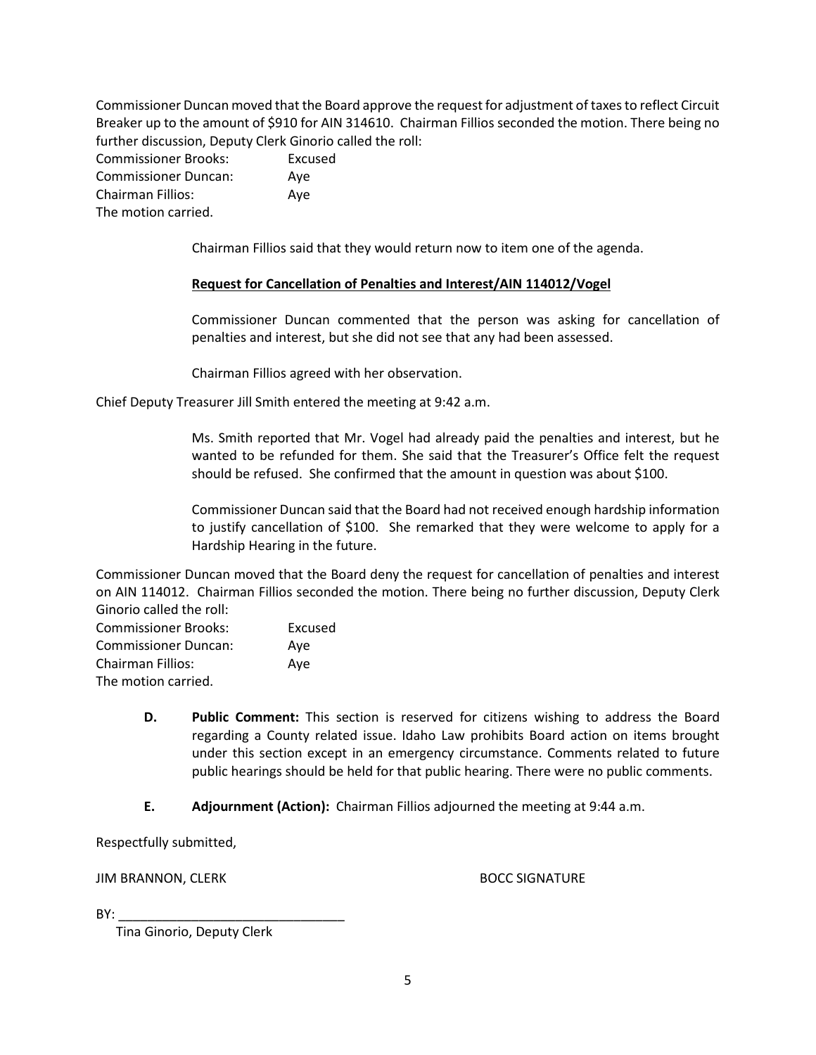Commissioner Duncan moved that the Board approve the request for adjustment of taxes to reflect Circuit Breaker up to the amount of $910 for AIN 314610. Chairman Fillios seconded the motion. There being no further discussion, Deputy Clerk Ginorio called the roll:

| | |
|---|---|
| Commissioner Brooks: | Excused |
| Commissioner Duncan: | Aye |
| Chairman Fillios: | Aye |

The motion carried.

Chairman Fillios said that they would return now to item one of the agenda.

**Request for Cancellation of Penalties and Interest/AIN 114012/Vogel**

Commissioner Duncan commented that the person was asking for cancellation of penalties and interest, but she did not see that any had been assessed.

Chairman Fillios agreed with her observation.

Chief Deputy Treasurer Jill Smith entered the meeting at 9:42 a.m.

Ms. Smith reported that Mr. Vogel had already paid the penalties and interest, but he wanted to be refunded for them. She said that the Treasurer's Office felt the request should be refused. She confirmed that the amount in question was about $100.

Commissioner Duncan said that the Board had not received enough hardship information to justify cancellation of $100. She remarked that they were welcome to apply for a Hardship Hearing in the future.

Commissioner Duncan moved that the Board deny the request for cancellation of penalties and interest on AIN 114012. Chairman Fillios seconded the motion. There being no further discussion, Deputy Clerk Ginorio called the roll:

| | |
|---|---|
| Commissioner Brooks: | Excused |
| Commissioner Duncan: | Aye |
| Chairman Fillios: | Aye |

The motion carried.

**D. Public Comment:** This section is reserved for citizens wishing to address the Board regarding a County related issue. Idaho Law prohibits Board action on items brought under this section except in an emergency circumstance. Comments related to future public hearings should be held for that public hearing. There were no public comments.

**E. Adjournment (Action):** Chairman Fillios adjourned the meeting at 9:44 a.m.

Respectfully submitted,

JIM BRANNON, CLERK

BOCC SIGNATURE

BY: ________________________________

Tina Ginorio, Deputy Clerk